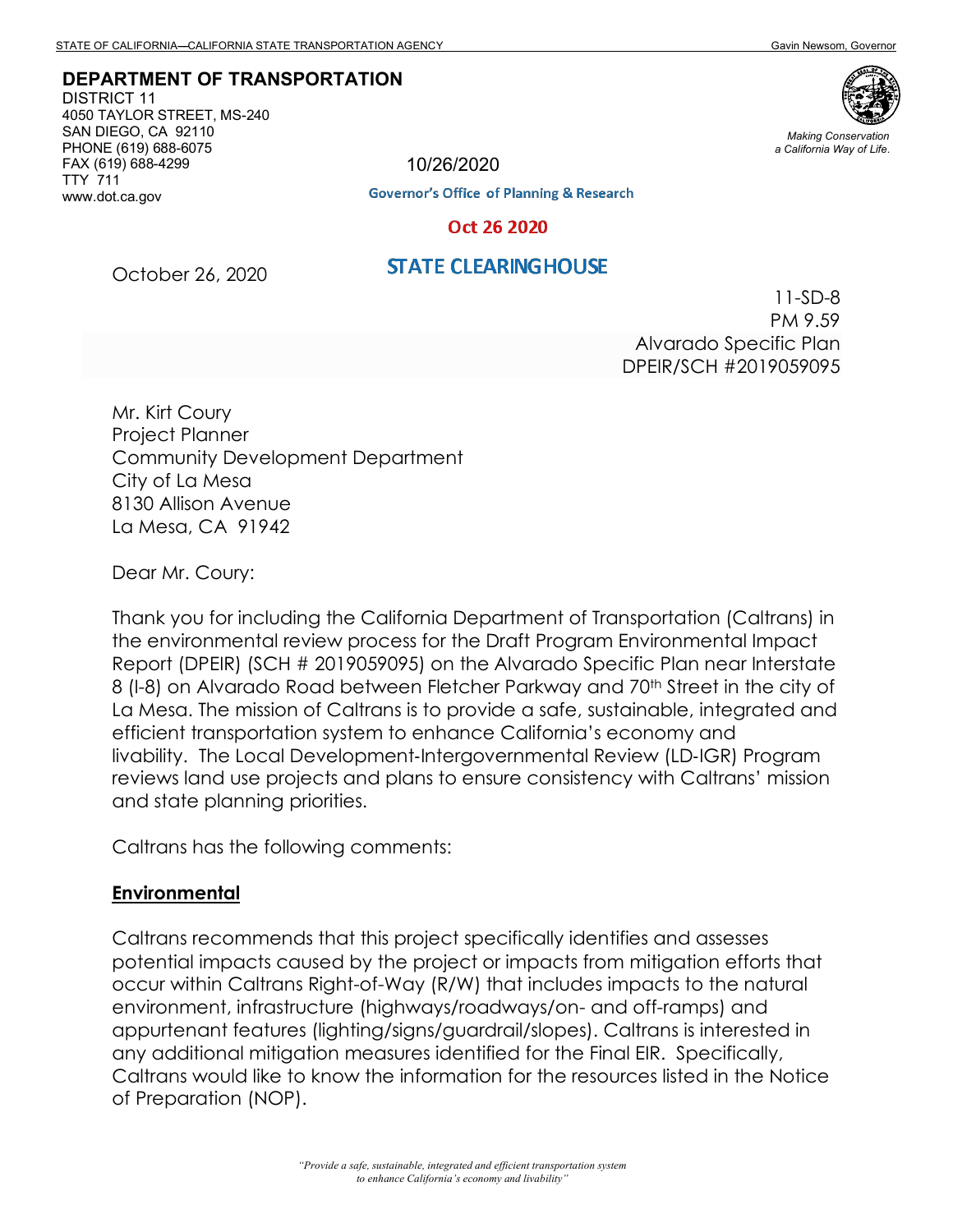STATE OF CALIFORNIA—CALIFORNIA STATE TRANSPORTATION AGENCY Gavin Newsom, Governor

**DEPARTMENT OF TRANSPORTATION**
DISTRICT 11
4050 TAYLOR STREET, MS-240
SAN DIEGO, CA 92110
PHONE (619) 688-6075
FAX (619) 688-4299
TTY 711
www.dot.ca.gov

*Making Conservation a California Way of Life.*

10/26/2020

Governor's Office of Planning & Research

Oct 26 2020

STATE CLEARINGHOUSE

October 26, 2020

11-SD-8
PM 9.59
Alvarado Specific Plan
DPEIR/SCH #2019059095

Mr. Kirt Coury
Project Planner
Community Development Department
City of La Mesa
8130 Allison Avenue
La Mesa, CA 91942

Dear Mr. Coury:

Thank you for including the California Department of Transportation (Caltrans) in the environmental review process for the Draft Program Environmental Impact Report (DPEIR) (SCH # 2019059095) on the Alvarado Specific Plan near Interstate 8 (I-8) on Alvarado Road between Fletcher Parkway and 70th Street in the city of La Mesa. The mission of Caltrans is to provide a safe, sustainable, integrated and efficient transportation system to enhance California's economy and livability. The Local Development-Intergovernmental Review (LD-IGR) Program reviews land use projects and plans to ensure consistency with Caltrans' mission and state planning priorities.

Caltrans has the following comments:

**Environmental**

Caltrans recommends that this project specifically identifies and assesses potential impacts caused by the project or impacts from mitigation efforts that occur within Caltrans Right-of-Way (R/W) that includes impacts to the natural environment, infrastructure (highways/roadways/on- and off-ramps) and appurtenant features (lighting/signs/guardrail/slopes). Caltrans is interested in any additional mitigation measures identified for the Final EIR. Specifically, Caltrans would like to know the information for the resources listed in the Notice of Preparation (NOP).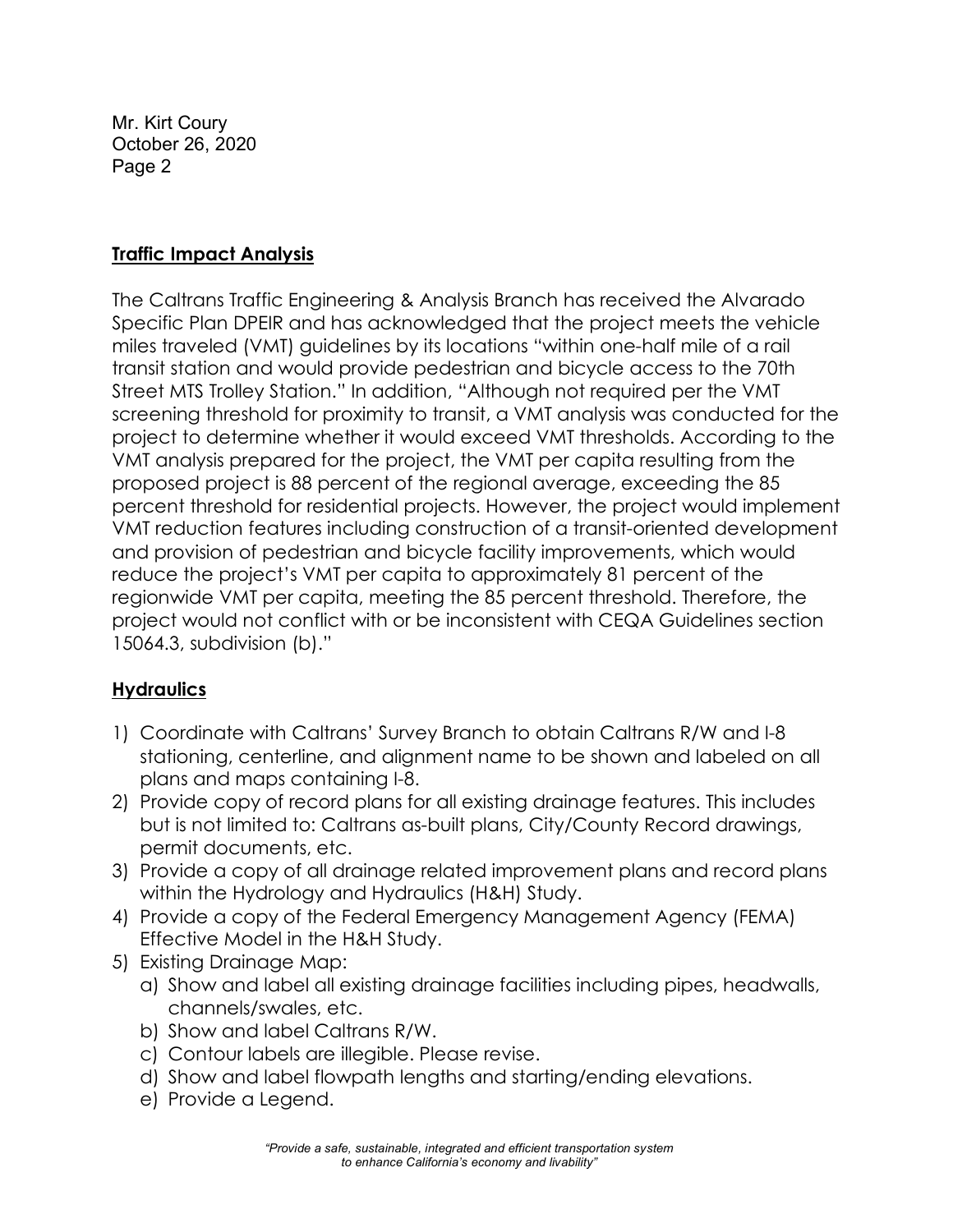## Traffic Impact Analysis

The Caltrans Traffic Engineering & Analysis Branch has received the Alvarado Specific Plan DPEIR and has acknowledged that the project meets the vehicle miles traveled (VMT) guidelines by its locations "within one-half mile of a rail transit station and would provide pedestrian and bicycle access to the 70th Street MTS Trolley Station." In addition, "Although not required per the VMT screening threshold for proximity to transit, a VMT analysis was conducted for the project to determine whether it would exceed VMT thresholds. According to the VMT analysis prepared for the project, the VMT per capita resulting from the proposed project is 88 percent of the regional average, exceeding the 85 percent threshold for residential projects. However, the project would implement VMT reduction features including construction of a transit-oriented development and provision of pedestrian and bicycle facility improvements, which would reduce the project's VMT per capita to approximately 81 percent of the regionwide VMT per capita, meeting the 85 percent threshold. Therefore, the project would not conflict with or be inconsistent with CEQA Guidelines section 15064.3, subdivision (b)."

## Hydraulics

1) Coordinate with Caltrans' Survey Branch to obtain Caltrans R/W and I-8 stationing, centerline, and alignment name to be shown and labeled on all plans and maps containing I-8.
2) Provide copy of record plans for all existing drainage features. This includes but is not limited to: Caltrans as-built plans, City/County Record drawings, permit documents, etc.
3) Provide a copy of all drainage related improvement plans and record plans within the Hydrology and Hydraulics (H&H) Study.
4) Provide a copy of the Federal Emergency Management Agency (FEMA) Effective Model in the H&H Study.
5) Existing Drainage Map:
   a) Show and label all existing drainage facilities including pipes, headwalls, channels/swales, etc.
   b) Show and label Caltrans R/W.
   c) Contour labels are illegible. Please revise.
   d) Show and label flowpath lengths and starting/ending elevations.
   e) Provide a Legend.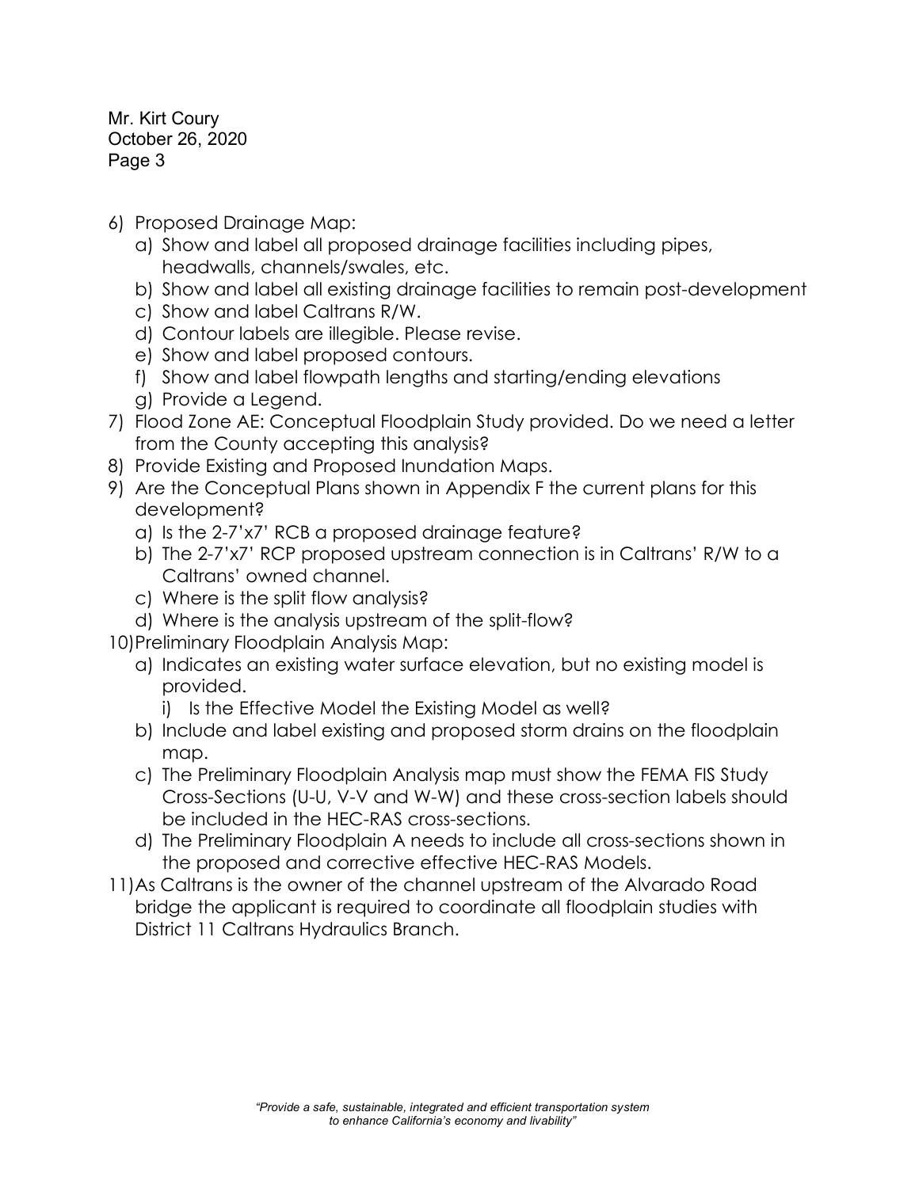6) Proposed Drainage Map:
   a) Show and label all proposed drainage facilities including pipes, headwalls, channels/swales, etc.
   b) Show and label all existing drainage facilities to remain post-development
   c) Show and label Caltrans R/W.
   d) Contour labels are illegible. Please revise.
   e) Show and label proposed contours.
   f) Show and label flowpath lengths and starting/ending elevations
   g) Provide a Legend.
7) Flood Zone AE: Conceptual Floodplain Study provided. Do we need a letter from the County accepting this analysis?
8) Provide Existing and Proposed Inundation Maps.
9) Are the Conceptual Plans shown in Appendix F the current plans for this development?
   a) Is the 2-7'x7' RCB a proposed drainage feature?
   b) The 2-7'x7' RCP proposed upstream connection is in Caltrans' R/W to a Caltrans' owned channel.
   c) Where is the split flow analysis?
   d) Where is the analysis upstream of the split-flow?
10) Preliminary Floodplain Analysis Map:
   a) Indicates an existing water surface elevation, but no existing model is provided.
      i) Is the Effective Model the Existing Model as well?
   b) Include and label existing and proposed storm drains on the floodplain map.
   c) The Preliminary Floodplain Analysis map must show the FEMA FIS Study Cross-Sections (U-U, V-V and W-W) and these cross-section labels should be included in the HEC-RAS cross-sections.
   d) The Preliminary Floodplain A needs to include all cross-sections shown in the proposed and corrective effective HEC-RAS Models.
11) As Caltrans is the owner of the channel upstream of the Alvarado Road bridge the applicant is required to coordinate all floodplain studies with District 11 Caltrans Hydraulics Branch.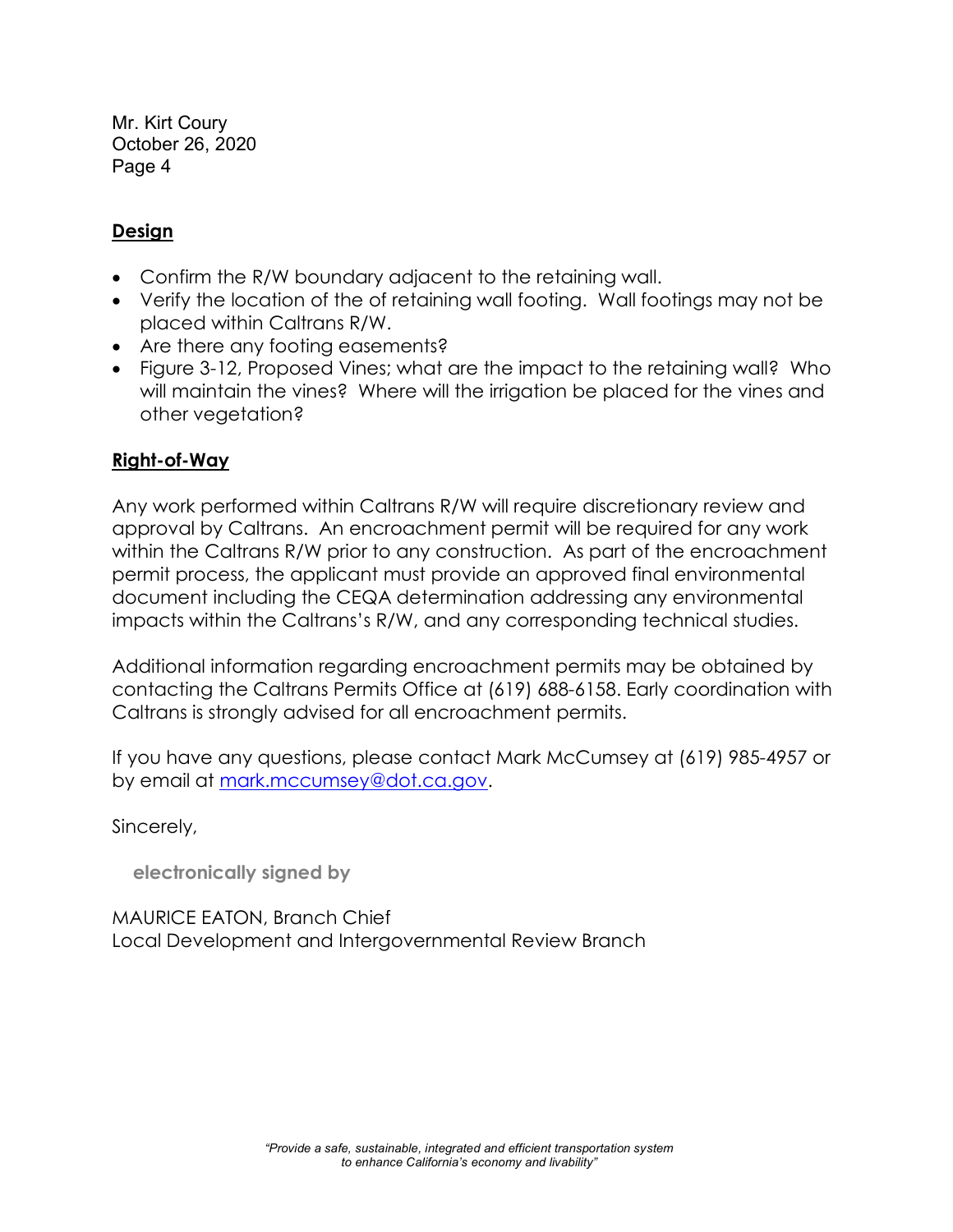## Design

- Confirm the R/W boundary adjacent to the retaining wall.
- Verify the location of the of retaining wall footing. Wall footings may not be placed within Caltrans R/W.
- Are there any footing easements?
- Figure 3-12, Proposed Vines; what are the impact to the retaining wall? Who will maintain the vines? Where will the irrigation be placed for the vines and other vegetation?

## Right-of-Way

Any work performed within Caltrans R/W will require discretionary review and approval by Caltrans. An encroachment permit will be required for any work within the Caltrans R/W prior to any construction. As part of the encroachment permit process, the applicant must provide an approved final environmental document including the CEQA determination addressing any environmental impacts within the Caltrans's R/W, and any corresponding technical studies.

Additional information regarding encroachment permits may be obtained by contacting the Caltrans Permits Office at (619) 688-6158. Early coordination with Caltrans is strongly advised for all encroachment permits.

If you have any questions, please contact Mark McCumsey at (619) 985-4957 or by email at mark.mccumsey@dot.ca.gov.

Sincerely,

**electronically signed by**

MAURICE EATON, Branch Chief
Local Development and Intergovernmental Review Branch